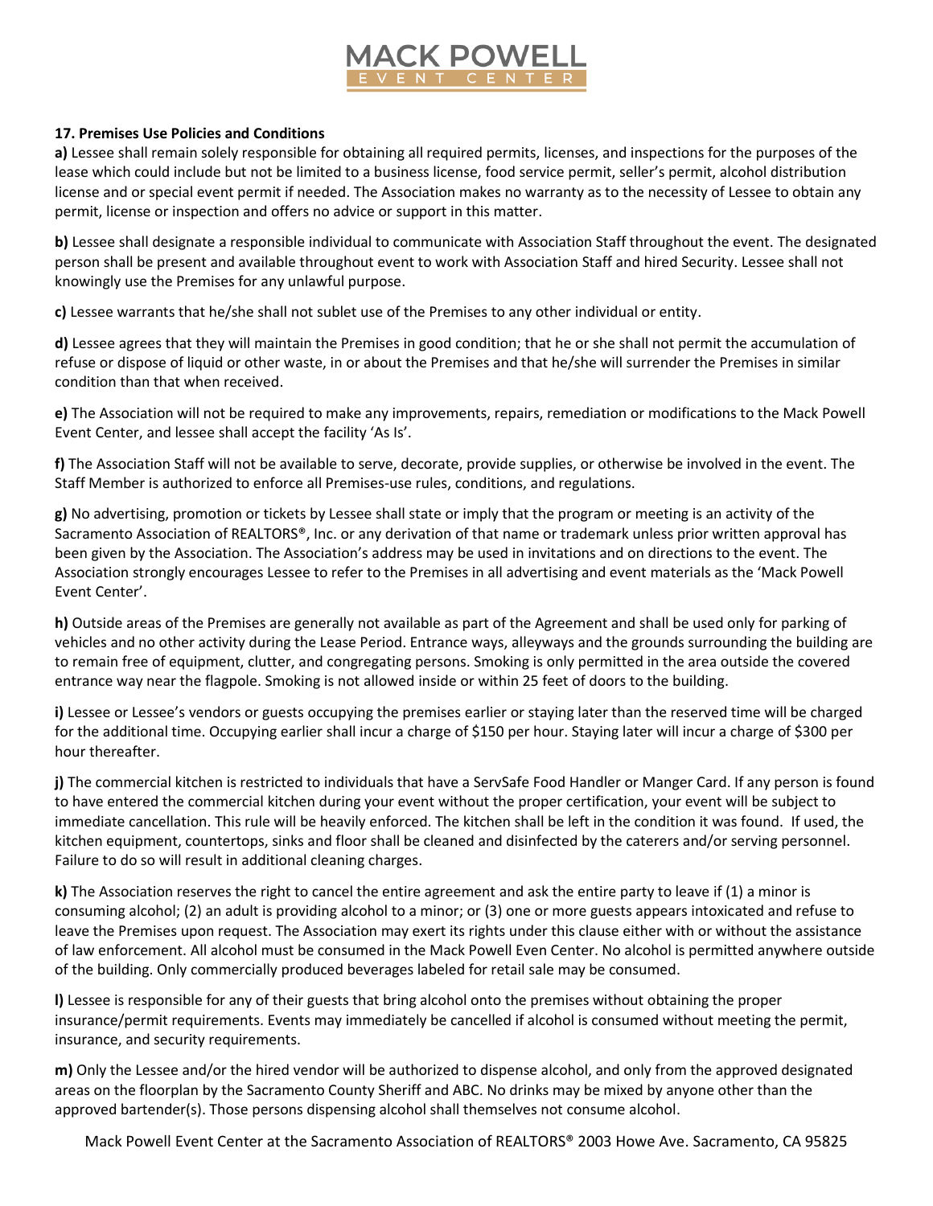### 17. Premises Use Policies and Conditions

**a)** Lessee shall remain solely responsible for obtaining all required permits, licenses, and inspections for the purposes of the lease which could include but not be limited to a business license, food service permit, seller's permit, alcohol distribution license and or special event permit if needed. The Association makes no warranty as to the necessity of Lessee to obtain any permit, license or inspection and offers no advice or support in this matter.

**b)** Lessee shall designate a responsible individual to communicate with Association Staff throughout the event. The designated person shall be present and available throughout event to work with Association Staff and hired Security. Lessee shall not knowingly use the Premises for any unlawful purpose.

**c)** Lessee warrants that he/she shall not sublet use of the Premises to any other individual or entity.

**d)** Lessee agrees that they will maintain the Premises in good condition; that he or she shall not permit the accumulation of refuse or dispose of liquid or other waste, in or about the Premises and that he/she will surrender the Premises in similar condition than that when received.

**e)** The Association will not be required to make any improvements, repairs, remediation or modifications to the Mack Powell Event Center, and lessee shall accept the facility 'As Is'.

**f)** The Association Staff will not be available to serve, decorate, provide supplies, or otherwise be involved in the event. The Staff Member is authorized to enforce all Premises-use rules, conditions, and regulations.

**g)** No advertising, promotion or tickets by Lessee shall state or imply that the program or meeting is an activity of the Sacramento Association of REALTORS®, Inc. or any derivation of that name or trademark unless prior written approval has been given by the Association. The Association's address may be used in invitations and on directions to the event. The Association strongly encourages Lessee to refer to the Premises in all advertising and event materials as the 'Mack Powell Event Center'.

**h)** Outside areas of the Premises are generally not available as part of the Agreement and shall be used only for parking of vehicles and no other activity during the Lease Period. Entrance ways, alleyways and the grounds surrounding the building are to remain free of equipment, clutter, and congregating persons. Smoking is only permitted in the area outside the covered entrance way near the flagpole. Smoking is not allowed inside or within 25 feet of doors to the building.

**i)** Lessee or Lessee's vendors or guests occupying the premises earlier or staying later than the reserved time will be charged for the additional time. Occupying earlier shall incur a charge of $150 per hour. Staying later will incur a charge of $300 per hour thereafter.

**j)** The commercial kitchen is restricted to individuals that have a ServSafe Food Handler or Manger Card. If any person is found to have entered the commercial kitchen during your event without the proper certification, your event will be subject to immediate cancellation. This rule will be heavily enforced. The kitchen shall be left in the condition it was found. If used, the kitchen equipment, countertops, sinks and floor shall be cleaned and disinfected by the caterers and/or serving personnel. Failure to do so will result in additional cleaning charges.

**k)** The Association reserves the right to cancel the entire agreement and ask the entire party to leave if (1) a minor is consuming alcohol; (2) an adult is providing alcohol to a minor; or (3) one or more guests appears intoxicated and refuse to leave the Premises upon request. The Association may exert its rights under this clause either with or without the assistance of law enforcement. All alcohol must be consumed in the Mack Powell Even Center. No alcohol is permitted anywhere outside of the building. Only commercially produced beverages labeled for retail sale may be consumed.

**l)** Lessee is responsible for any of their guests that bring alcohol onto the premises without obtaining the proper insurance/permit requirements. Events may immediately be cancelled if alcohol is consumed without meeting the permit, insurance, and security requirements.

**m)** Only the Lessee and/or the hired vendor will be authorized to dispense alcohol, and only from the approved designated areas on the floorplan by the Sacramento County Sheriff and ABC. No drinks may be mixed by anyone other than the approved bartender(s). Those persons dispensing alcohol shall themselves not consume alcohol.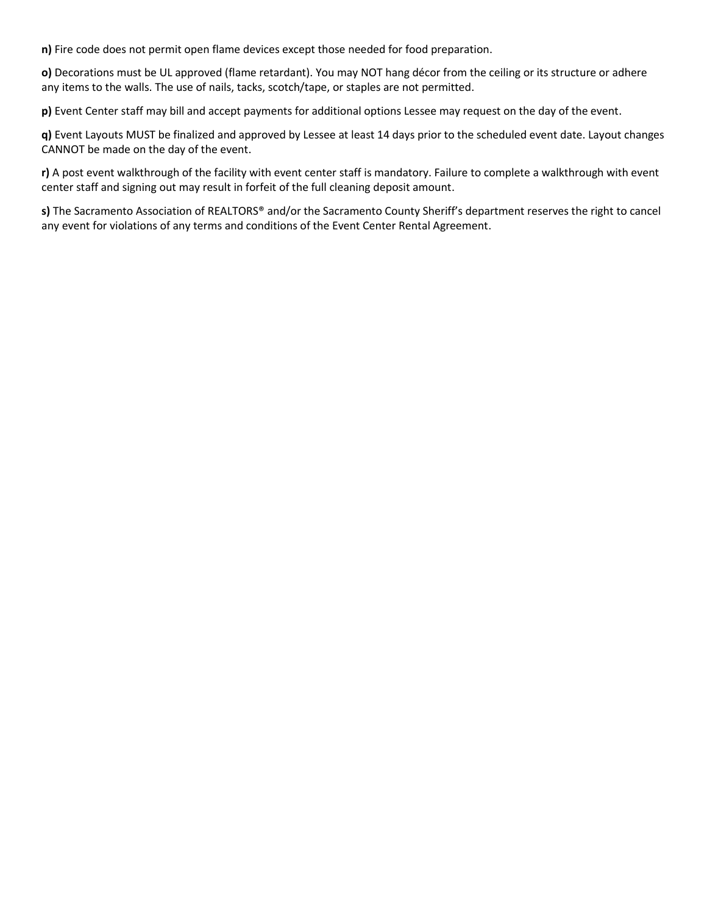**n)** Fire code does not permit open flame devices except those needed for food preparation.

**o)** Decorations must be UL approved (flame retardant). You may NOT hang décor from the ceiling or its structure or adhere any items to the walls. The use of nails, tacks, scotch/tape, or staples are not permitted.

**p)** Event Center staff may bill and accept payments for additional options Lessee may request on the day of the event.

**q)** Event Layouts MUST be finalized and approved by Lessee at least 14 days prior to the scheduled event date. Layout changes CANNOT be made on the day of the event.

**r)** A post event walkthrough of the facility with event center staff is mandatory. Failure to complete a walkthrough with event center staff and signing out may result in forfeit of the full cleaning deposit amount.

**s)** The Sacramento Association of REALTORS® and/or the Sacramento County Sheriff's department reserves the right to cancel any event for violations of any terms and conditions of the Event Center Rental Agreement.